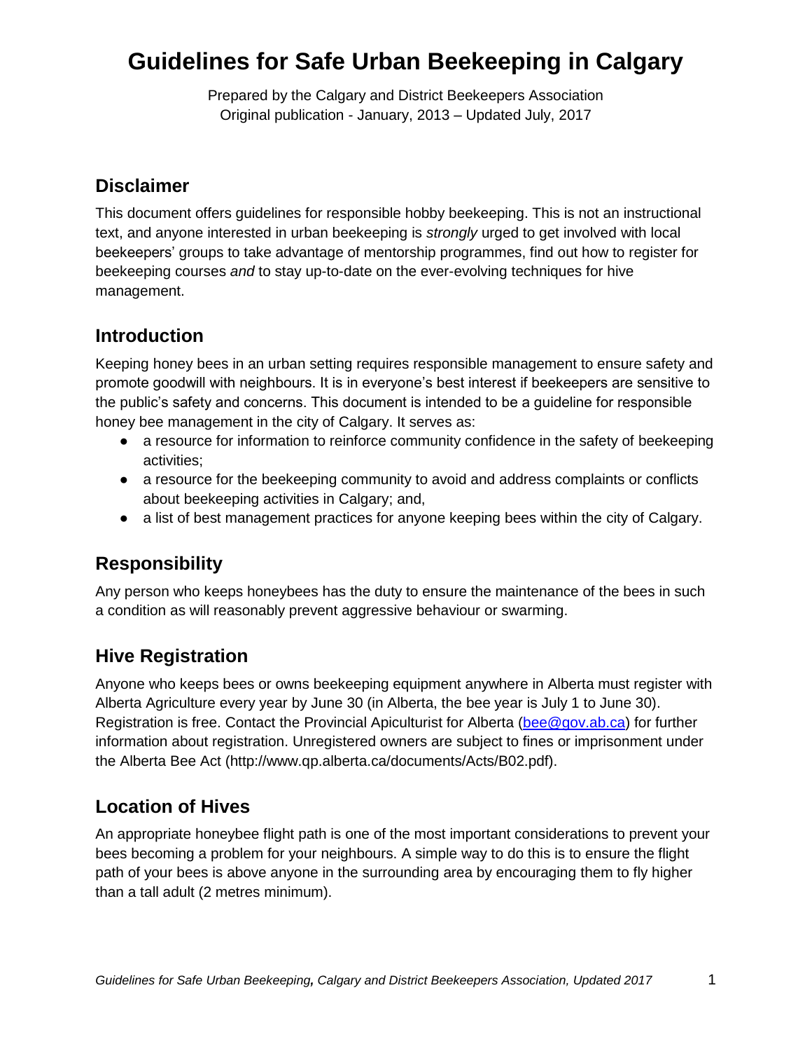# Guidelines for Safe Urban Beekeeping in Calgary

Prepared by the Calgary and District Beekeepers Association
Original publication - January, 2013 – Updated July, 2017

## Disclaimer

This document offers guidelines for responsible hobby beekeeping. This is not an instructional text, and anyone interested in urban beekeeping is *strongly* urged to get involved with local beekeepers' groups to take advantage of mentorship programmes, find out how to register for beekeeping courses *and* to stay up-to-date on the ever-evolving techniques for hive management.

## Introduction

Keeping honey bees in an urban setting requires responsible management to ensure safety and promote goodwill with neighbours. It is in everyone's best interest if beekeepers are sensitive to the public's safety and concerns. This document is intended to be a guideline for responsible honey bee management in the city of Calgary. It serves as:

- a resource for information to reinforce community confidence in the safety of beekeeping activities;
- a resource for the beekeeping community to avoid and address complaints or conflicts about beekeeping activities in Calgary; and,
- a list of best management practices for anyone keeping bees within the city of Calgary.

## Responsibility

Any person who keeps honeybees has the duty to ensure the maintenance of the bees in such a condition as will reasonably prevent aggressive behaviour or swarming.

## Hive Registration

Anyone who keeps bees or owns beekeeping equipment anywhere in Alberta must register with Alberta Agriculture every year by June 30 (in Alberta, the bee year is July 1 to June 30). Registration is free. Contact the Provincial Apiculturist for Alberta (bee@gov.ab.ca) for further information about registration. Unregistered owners are subject to fines or imprisonment under the Alberta Bee Act (http://www.qp.alberta.ca/documents/Acts/B02.pdf).

## Location of Hives

An appropriate honeybee flight path is one of the most important considerations to prevent your bees becoming a problem for your neighbours. A simple way to do this is to ensure the flight path of your bees is above anyone in the surrounding area by encouraging them to fly higher than a tall adult (2 metres minimum).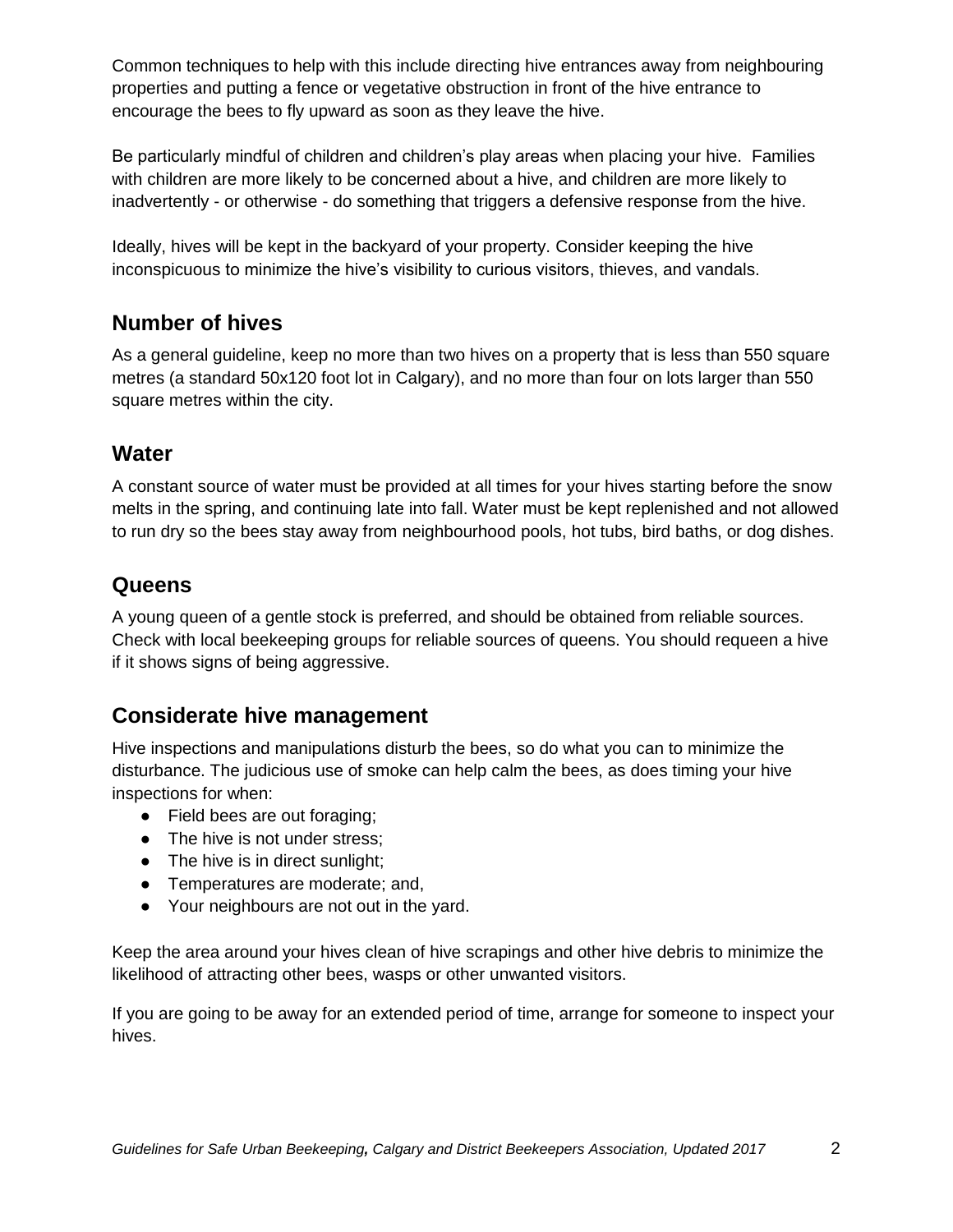Common techniques to help with this include directing hive entrances away from neighbouring properties and putting a fence or vegetative obstruction in front of the hive entrance to encourage the bees to fly upward as soon as they leave the hive.

Be particularly mindful of children and children's play areas when placing your hive. Families with children are more likely to be concerned about a hive, and children are more likely to inadvertently - or otherwise - do something that triggers a defensive response from the hive.

Ideally, hives will be kept in the backyard of your property. Consider keeping the hive inconspicuous to minimize the hive's visibility to curious visitors, thieves, and vandals.

## Number of hives

As a general guideline, keep no more than two hives on a property that is less than 550 square metres (a standard 50x120 foot lot in Calgary), and no more than four on lots larger than 550 square metres within the city.

## Water

A constant source of water must be provided at all times for your hives starting before the snow melts in the spring, and continuing late into fall. Water must be kept replenished and not allowed to run dry so the bees stay away from neighbourhood pools, hot tubs, bird baths, or dog dishes.

## Queens

A young queen of a gentle stock is preferred, and should be obtained from reliable sources. Check with local beekeeping groups for reliable sources of queens. You should requeen a hive if it shows signs of being aggressive.

## Considerate hive management

Hive inspections and manipulations disturb the bees, so do what you can to minimize the disturbance. The judicious use of smoke can help calm the bees, as does timing your hive inspections for when:

- Field bees are out foraging;
- The hive is not under stress;
- The hive is in direct sunlight;
- Temperatures are moderate; and,
- Your neighbours are not out in the yard.

Keep the area around your hives clean of hive scrapings and other hive debris to minimize the likelihood of attracting other bees, wasps or other unwanted visitors.

If you are going to be away for an extended period of time, arrange for someone to inspect your hives.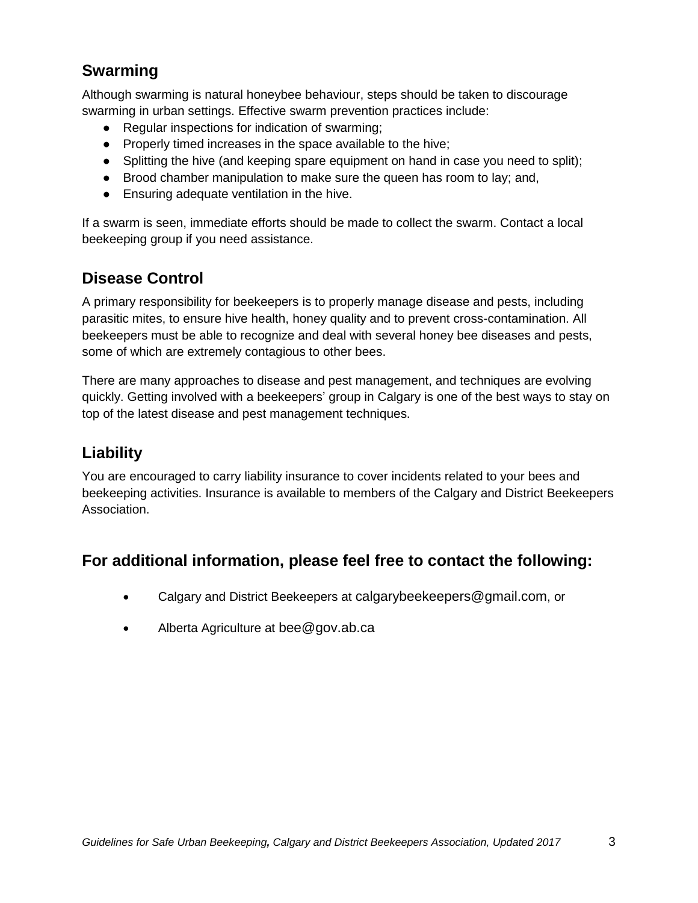## Swarming

Although swarming is natural honeybee behaviour, steps should be taken to discourage swarming in urban settings. Effective swarm prevention practices include:

- Regular inspections for indication of swarming;
- Properly timed increases in the space available to the hive;
- Splitting the hive (and keeping spare equipment on hand in case you need to split);
- Brood chamber manipulation to make sure the queen has room to lay; and,
- Ensuring adequate ventilation in the hive.

If a swarm is seen, immediate efforts should be made to collect the swarm. Contact a local beekeeping group if you need assistance.

## Disease Control

A primary responsibility for beekeepers is to properly manage disease and pests, including parasitic mites, to ensure hive health, honey quality and to prevent cross-contamination. All beekeepers must be able to recognize and deal with several honey bee diseases and pests, some of which are extremely contagious to other bees.

There are many approaches to disease and pest management, and techniques are evolving quickly. Getting involved with a beekeepers' group in Calgary is one of the best ways to stay on top of the latest disease and pest management techniques.

## Liability

You are encouraged to carry liability insurance to cover incidents related to your bees and beekeeping activities. Insurance is available to members of the Calgary and District Beekeepers Association.

## For additional information, please feel free to contact the following:

- Calgary and District Beekeepers at calgarybeekeepers@gmail.com, or
- Alberta Agriculture at bee@gov.ab.ca